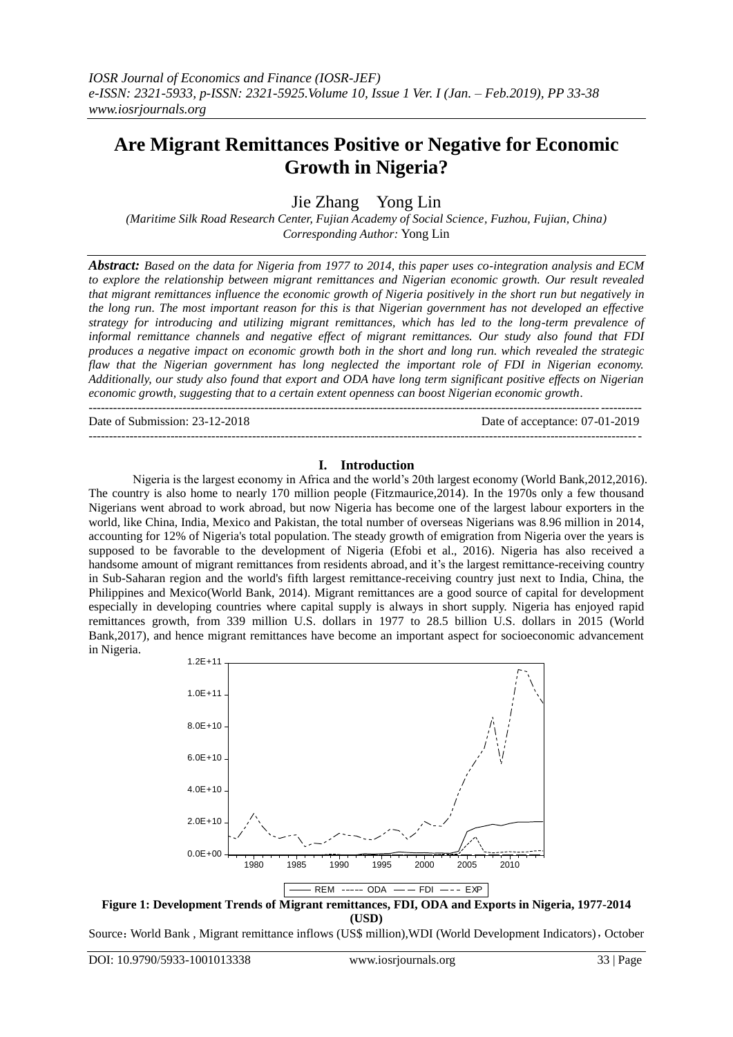# Are Migrant Remittances Positive or Negative for Economic Growth in Nigeria?

Jie Zhang Yong Lin

*(Maritime Silk Road Research Center, Fujian Academy of Social Science, Fuzhou, Fujian, China)*
*Corresponding Author:* Yong Lin

***Abstract:*** *Based on the data for Nigeria from 1977 to 2014, this paper uses co-integration analysis and ECM to explore the relationship between migrant remittances and Nigerian economic growth. Our result revealed that migrant remittances influence the economic growth of Nigeria positively in the short run but negatively in the long run. The most important reason for this is that Nigerian government has not developed an effective strategy for introducing and utilizing migrant remittances, which has led to the long-term prevalence of informal remittance channels and negative effect of migrant remittances. Our study also found that FDI produces a negative impact on economic growth both in the short and long run. which revealed the strategic flaw that the Nigerian government has long neglected the important role of FDI in Nigerian economy. Additionally, our study also found that export and ODA have long term significant positive effects on Nigerian economic growth, suggesting that to a certain extent openness can boost Nigerian economic growth.*

---

Date of Submission: 23-12-2018 Date of acceptance: 07-01-2019

---

## I. Introduction

Nigeria is the largest economy in Africa and the world's 20th largest economy (World Bank,2012,2016). The country is also home to nearly 170 million people (Fitzmaurice,2014). In the 1970s only a few thousand Nigerians went abroad to work abroad, but now Nigeria has become one of the largest labour exporters in the world, like China, India, Mexico and Pakistan, the total number of overseas Nigerians was 8.96 million in 2014, accounting for 12% of Nigeria's total population. The steady growth of emigration from Nigeria over the years is supposed to be favorable to the development of Nigeria (Efobi et al., 2016). Nigeria has also received a handsome amount of migrant remittances from residents abroad, and it's the largest remittance-receiving country in Sub-Saharan region and the world's fifth largest remittance-receiving country just next to India, China, the Philippines and Mexico(World Bank, 2014). Migrant remittances are a good source of capital for development especially in developing countries where capital supply is always in short supply. Nigeria has enjoyed rapid remittances growth, from 339 million U.S. dollars in 1977 to 28.5 billion U.S. dollars in 2015 (World Bank,2017), and hence migrant remittances have become an important aspect for socioeconomic advancement in Nigeria.

**Figure 1: Development Trends of Migrant remittances, FDI, ODA and Exports in Nigeria, 1977-2014 (USD)**

Source：World Bank , Migrant remittance inflows (US$ million),WDI (World Development Indicators)，October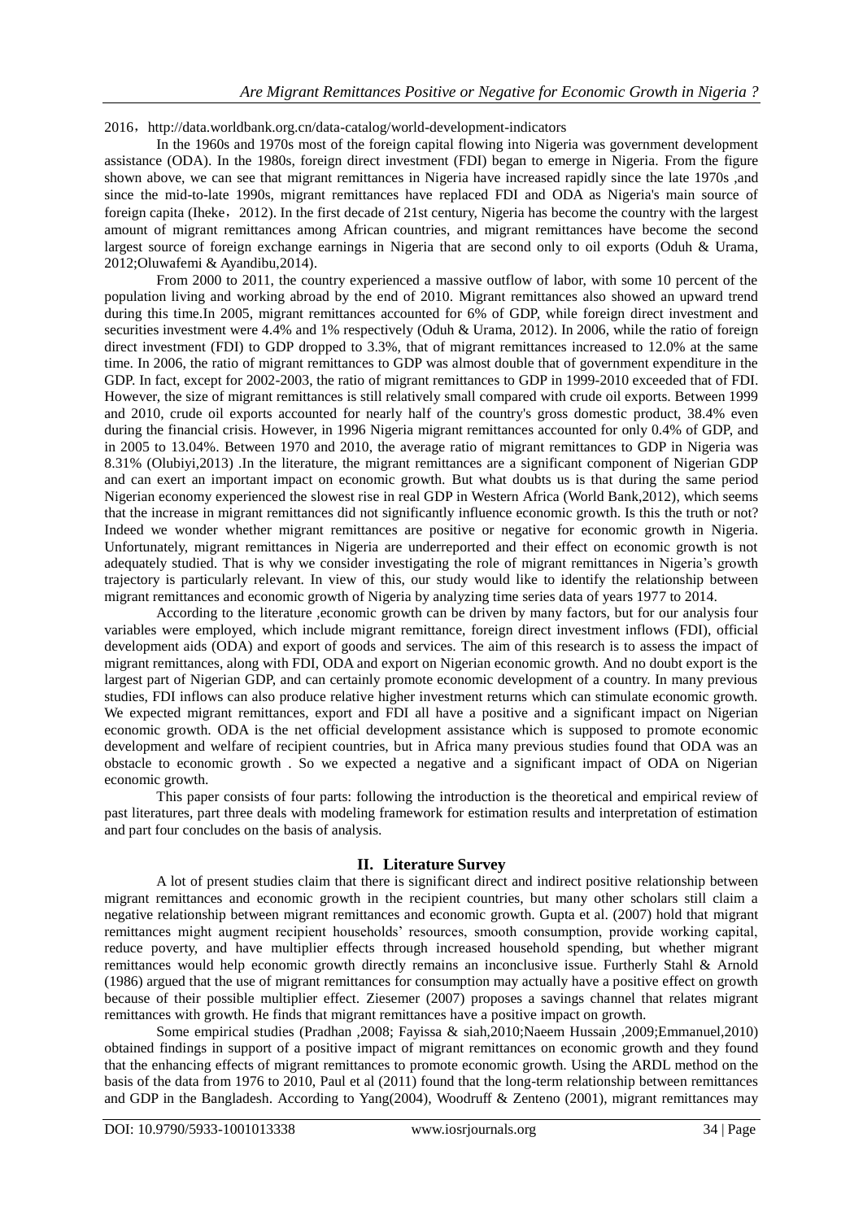2016，http://data.worldbank.org.cn/data-catalog/world-development-indicators

In the 1960s and 1970s most of the foreign capital flowing into Nigeria was government development assistance (ODA). In the 1980s, foreign direct investment (FDI) began to emerge in Nigeria. From the figure shown above, we can see that migrant remittances in Nigeria have increased rapidly since the late 1970s ,and since the mid-to-late 1990s, migrant remittances have replaced FDI and ODA as Nigeria's main source of foreign capita (Iheke，2012). In the first decade of 21st century, Nigeria has become the country with the largest amount of migrant remittances among African countries, and migrant remittances have become the second largest source of foreign exchange earnings in Nigeria that are second only to oil exports (Oduh & Urama, 2012;Oluwafemi & Ayandibu,2014).

From 2000 to 2011, the country experienced a massive outflow of labor, with some 10 percent of the population living and working abroad by the end of 2010. Migrant remittances also showed an upward trend during this time.In 2005, migrant remittances accounted for 6% of GDP, while foreign direct investment and securities investment were 4.4% and 1% respectively (Oduh & Urama, 2012). In 2006, while the ratio of foreign direct investment (FDI) to GDP dropped to 3.3%, that of migrant remittances increased to 12.0% at the same time. In 2006, the ratio of migrant remittances to GDP was almost double that of government expenditure in the GDP. In fact, except for 2002-2003, the ratio of migrant remittances to GDP in 1999-2010 exceeded that of FDI. However, the size of migrant remittances is still relatively small compared with crude oil exports. Between 1999 and 2010, crude oil exports accounted for nearly half of the country's gross domestic product, 38.4% even during the financial crisis. However, in 1996 Nigeria migrant remittances accounted for only 0.4% of GDP, and in 2005 to 13.04%. Between 1970 and 2010, the average ratio of migrant remittances to GDP in Nigeria was 8.31% (Olubiyi,2013) .In the literature, the migrant remittances are a significant component of Nigerian GDP and can exert an important impact on economic growth. But what doubts us is that during the same period Nigerian economy experienced the slowest rise in real GDP in Western Africa (World Bank,2012), which seems that the increase in migrant remittances did not significantly influence economic growth. Is this the truth or not? Indeed we wonder whether migrant remittances are positive or negative for economic growth in Nigeria. Unfortunately, migrant remittances in Nigeria are underreported and their effect on economic growth is not adequately studied. That is why we consider investigating the role of migrant remittances in Nigeria's growth trajectory is particularly relevant. In view of this, our study would like to identify the relationship between migrant remittances and economic growth of Nigeria by analyzing time series data of years 1977 to 2014.

According to the literature ,economic growth can be driven by many factors, but for our analysis four variables were employed, which include migrant remittance, foreign direct investment inflows (FDI), official development aids (ODA) and export of goods and services. The aim of this research is to assess the impact of migrant remittances, along with FDI, ODA and export on Nigerian economic growth. And no doubt export is the largest part of Nigerian GDP, and can certainly promote economic development of a country. In many previous studies, FDI inflows can also produce relative higher investment returns which can stimulate economic growth. We expected migrant remittances, export and FDI all have a positive and a significant impact on Nigerian economic growth. ODA is the net official development assistance which is supposed to promote economic development and welfare of recipient countries, but in Africa many previous studies found that ODA was an obstacle to economic growth . So we expected a negative and a significant impact of ODA on Nigerian economic growth.

This paper consists of four parts: following the introduction is the theoretical and empirical review of past literatures, part three deals with modeling framework for estimation results and interpretation of estimation and part four concludes on the basis of analysis.

## II. Literature Survey

A lot of present studies claim that there is significant direct and indirect positive relationship between migrant remittances and economic growth in the recipient countries, but many other scholars still claim a negative relationship between migrant remittances and economic growth. Gupta et al. (2007) hold that migrant remittances might augment recipient households' resources, smooth consumption, provide working capital, reduce poverty, and have multiplier effects through increased household spending, but whether migrant remittances would help economic growth directly remains an inconclusive issue. Furtherly Stahl & Arnold (1986) argued that the use of migrant remittances for consumption may actually have a positive effect on growth because of their possible multiplier effect. Ziesemer (2007) proposes a savings channel that relates migrant remittances with growth. He finds that migrant remittances have a positive impact on growth.

Some empirical studies (Pradhan ,2008; Fayissa & siah,2010;Naeem Hussain ,2009;Emmanuel,2010) obtained findings in support of a positive impact of migrant remittances on economic growth and they found that the enhancing effects of migrant remittances to promote economic growth. Using the ARDL method on the basis of the data from 1976 to 2010, Paul et al (2011) found that the long-term relationship between remittances and GDP in the Bangladesh. According to Yang(2004), Woodruff & Zenteno (2001), migrant remittances may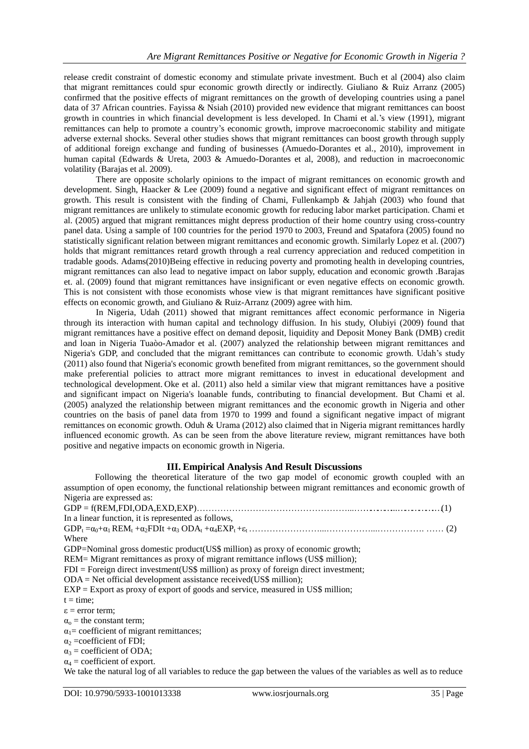release credit constraint of domestic economy and stimulate private investment. Buch et al (2004) also claim that migrant remittances could spur economic growth directly or indirectly. Giuliano & Ruiz Arranz (2005) confirmed that the positive effects of migrant remittances on the growth of developing countries using a panel data of 37 African countries. Fayissa & Nsiah (2010) provided new evidence that migrant remittances can boost growth in countries in which financial development is less developed. In Chami et al.'s view (1991), migrant remittances can help to promote a country's economic growth, improve macroeconomic stability and mitigate adverse external shocks. Several other studies shows that migrant remittances can boost growth through supply of additional foreign exchange and funding of businesses (Amuedo-Dorantes et al., 2010), improvement in human capital (Edwards & Ureta, 2003 & Amuedo-Dorantes et al, 2008), and reduction in macroeconomic volatility (Barajas et al. 2009).

There are opposite scholarly opinions to the impact of migrant remittances on economic growth and development. Singh, Haacker & Lee (2009) found a negative and significant effect of migrant remittances on growth. This result is consistent with the finding of Chami, Fullenkampb & Jahjah (2003) who found that migrant remittances are unlikely to stimulate economic growth for reducing labor market participation. Chami et al. (2005) argued that migrant remittances might depress production of their home country using cross-country panel data. Using a sample of 100 countries for the period 1970 to 2003, Freund and Spatafora (2005) found no statistically significant relation between migrant remittances and economic growth. Similarly Lopez et al. (2007) holds that migrant remittances retard growth through a real currency appreciation and reduced competition in tradable goods. Adams(2010)Being effective in reducing poverty and promoting health in developing countries, migrant remittances can also lead to negative impact on labor supply, education and economic growth .Barajas et. al. (2009) found that migrant remittances have insignificant or even negative effects on economic growth. This is not consistent with those economists whose view is that migrant remittances have significant positive effects on economic growth, and Giuliano & Ruiz-Arranz (2009) agree with him.

In Nigeria, Udah (2011) showed that migrant remittances affect economic performance in Nigeria through its interaction with human capital and technology diffusion. In his study, Olubiyi (2009) found that migrant remittances have a positive effect on demand deposit, liquidity and Deposit Money Bank (DMB) credit and loan in Nigeria Tuaòo-Amador et al. (2007) analyzed the relationship between migrant remittances and Nigeria's GDP, and concluded that the migrant remittances can contribute to economic growth. Udah's study (2011) also found that Nigeria's economic growth benefited from migrant remittances, so the government should make preferential policies to attract more migrant remittances to invest in educational development and technological development. Oke et al. (2011) also held a similar view that migrant remittances have a positive and significant impact on Nigeria's loanable funds, contributing to financial development. But Chami et al. (2005) analyzed the relationship between migrant remittances and the economic growth in Nigeria and other countries on the basis of panel data from 1970 to 1999 and found a significant negative impact of migrant remittances on economic growth. Oduh & Urama (2012) also claimed that in Nigeria migrant remittances hardly influenced economic growth. As can be seen from the above literature review, migrant remittances have both positive and negative impacts on economic growth in Nigeria.

## III. Empirical Analysis And Result Discussions

Following the theoretical literature of the two gap model of economic growth coupled with an assumption of open economy, the functional relationship between migrant remittances and economic growth of Nigeria are expressed as:

$$GDP = f(REM, FDI, ODA, EXD, EXP) \quad (1)$$

In a linear function, it is represented as follows,

$$GDP_t = \alpha_0 + \alpha_1 REM_t + \alpha_2 FDIt + \alpha_3 ODA_t + \alpha_4 EXP_t + \varepsilon_t \quad (2)$$

Where

GDP=Nominal gross domestic product(US$ million) as proxy of economic growth;
REM= Migrant remittances as proxy of migrant remittance inflows (US$ million);
FDI = Foreign direct investment(US$ million) as proxy of foreign direct investment;
ODA = Net official development assistance received(US$ million);
EXP = Export as proxy of export of goods and service, measured in US$ million;
t = time;
$\varepsilon$ = error term;
$\alpha_o$ = the constant term;
$\alpha_1$= coefficient of migrant remittances;
$\alpha_2$ =coefficient of FDI;
$\alpha_3$ = coefficient of ODA;
$\alpha_4$ = coefficient of export.

We take the natural log of all variables to reduce the gap between the values of the variables as well as to reduce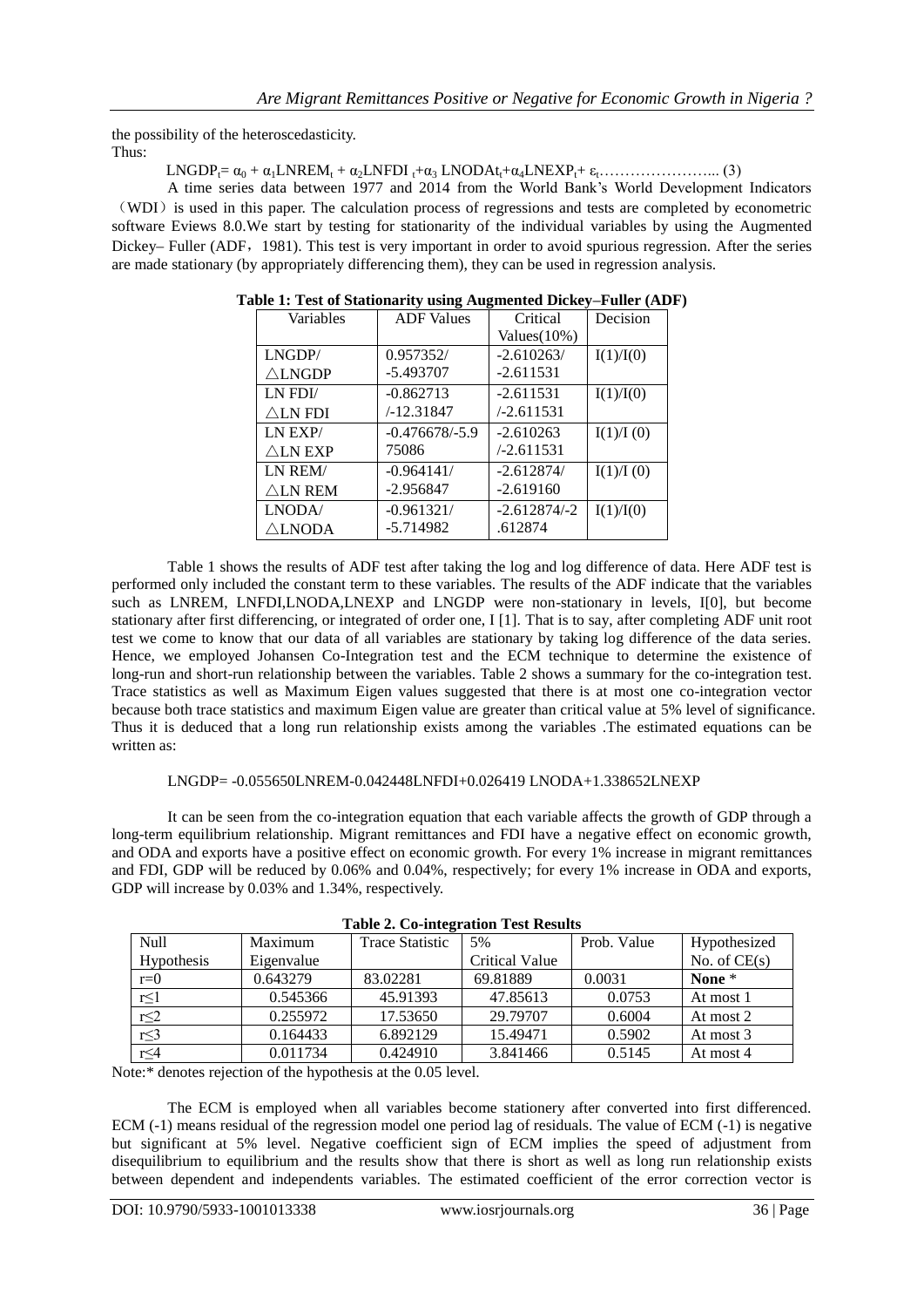the possibility of the heteroscedasticity.
Thus:

$$LNGDP_t = \alpha_0 + \alpha_1 LNREM_t + \alpha_2 LNFDI_t + \alpha_3 LNODAt_t + \alpha_4 LNEXP_t + \varepsilon_t \ldots\ldots\ldots\ldots\ldots\ldots\ldots\ldots (3)$$

A time series data between 1977 and 2014 from the World Bank's World Development Indicators（WDI）is used in this paper. The calculation process of regressions and tests are completed by econometric software Eviews 8.0.We start by testing for stationarity of the individual variables by using the Augmented Dickey– Fuller (ADF，1981). This test is very important in order to avoid spurious regression. After the series are made stationary (by appropriately differencing them), they can be used in regression analysis.

**Table 1: Test of Stationarity using Augmented Dickey–Fuller (ADF)**

| Variables | ADF Values | Critical Values(10%) | Decision |
|---|---|---|---|
| LNGDP/ △LNGDP | 0.957352/ -5.493707 | -2.610263/ -2.611531 | I(1)/I(0) |
| LN FDI/ △LN FDI | -0.862713 /-12.31847 | -2.611531 /-2.611531 | I(1)/I(0) |
| LN EXP/ △LN EXP | -0.476678/-5.975086 | -2.610263 /-2.611531 | I(1)/I (0) |
| LN REM/ △LN REM | -0.964141/ -2.956847 | -2.612874/ -2.619160 | I(1)/I (0) |
| LNODA/ △LNODA | -0.961321/ -5.714982 | -2.612874/-2.612874 | I(1)/I(0) |

Table 1 shows the results of ADF test after taking the log and log difference of data. Here ADF test is performed only included the constant term to these variables. The results of the ADF indicate that the variables such as LNREM, LNFDI,LNODA,LNEXP and LNGDP were non-stationary in levels, I[0], but become stationary after first differencing, or integrated of order one, I [1]. That is to say, after completing ADF unit root test we come to know that our data of all variables are stationary by taking log difference of the data series. Hence, we employed Johansen Co-Integration test and the ECM technique to determine the existence of long-run and short-run relationship between the variables. Table 2 shows a summary for the co-integration test. Trace statistics as well as Maximum Eigen values suggested that there is at most one co-integration vector because both trace statistics and maximum Eigen value are greater than critical value at 5% level of significance. Thus it is deduced that a long run relationship exists among the variables .The estimated equations can be written as:

$$LNGDP = -0.055650LNREM - 0.042448LNFDI + 0.026419\ LNODA + 1.338652LNEXP$$

It can be seen from the co-integration equation that each variable affects the growth of GDP through a long-term equilibrium relationship. Migrant remittances and FDI have a negative effect on economic growth, and ODA and exports have a positive effect on economic growth. For every 1% increase in migrant remittances and FDI, GDP will be reduced by 0.06% and 0.04%, respectively; for every 1% increase in ODA and exports, GDP will increase by 0.03% and 1.34%, respectively.

**Table 2. Co-integration Test Results**

| Null Hypothesis | Maximum Eigenvalue | Trace Statistic | 5% Critical Value | Prob. Value | Hypothesized No. of CE(s) |
|---|---|---|---|---|---|
| r=0 | 0.643279 | 83.02281 | 69.81889 | 0.0031 | **None** * |
| r≤1 | 0.545366 | 45.91393 | 47.85613 | 0.0753 | At most 1 |
| r≤2 | 0.255972 | 17.53650 | 29.79707 | 0.6004 | At most 2 |
| r≤3 | 0.164433 | 6.892129 | 15.49471 | 0.5902 | At most 3 |
| r≤4 | 0.011734 | 0.424910 | 3.841466 | 0.5145 | At most 4 |

Note:* denotes rejection of the hypothesis at the 0.05 level.

The ECM is employed when all variables become stationery after converted into first differenced. ECM (-1) means residual of the regression model one period lag of residuals. The value of ECM (-1) is negative but significant at 5% level. Negative coefficient sign of ECM implies the speed of adjustment from disequilibrium to equilibrium and the results show that there is short as well as long run relationship exists between dependent and independents variables. The estimated coefficient of the error correction vector is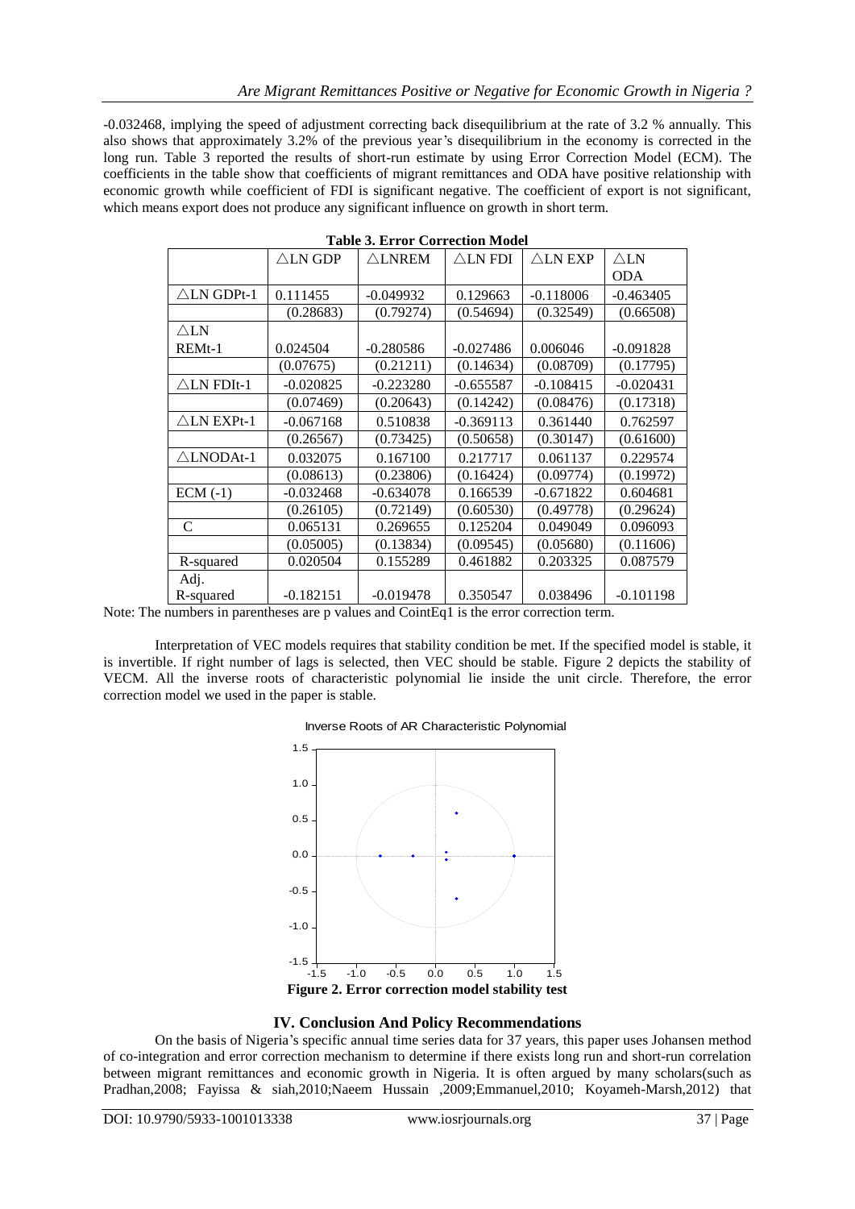-0.032468, implying the speed of adjustment correcting back disequilibrium at the rate of 3.2 % annually. This also shows that approximately 3.2% of the previous year's disequilibrium in the economy is corrected in the long run. Table 3 reported the results of short-run estimate by using Error Correction Model (ECM). The coefficients in the table show that coefficients of migrant remittances and ODA have positive relationship with economic growth while coefficient of FDI is significant negative. The coefficient of export is not significant, which means export does not produce any significant influence on growth in short term.

**Table 3. Error Correction Model**

| | △LN GDP | △LNREM | △LN FDI | △LN EXP | △LN ODA |
|---|---|---|---|---|---|
| △LN GDPt-1 | 0.111455 | -0.049932 | 0.129663 | -0.118006 | -0.463405 |
| | (0.28683) | (0.79274) | (0.54694) | (0.32549) | (0.66508) |
| △LN REMt-1 | 0.024504 | -0.280586 | -0.027486 | 0.006046 | -0.091828 |
| | (0.07675) | (0.21211) | (0.14634) | (0.08709) | (0.17795) |
| △LN FDIt-1 | -0.020825 | -0.223280 | -0.655587 | -0.108415 | -0.020431 |
| | (0.07469) | (0.20643) | (0.14242) | (0.08476) | (0.17318) |
| △LN EXPt-1 | -0.067168 | 0.510838 | -0.369113 | 0.361440 | 0.762597 |
| | (0.26567) | (0.73425) | (0.50658) | (0.30147) | (0.61600) |
| △LNODAt-1 | 0.032075 | 0.167100 | 0.217717 | 0.061137 | 0.229574 |
| | (0.08613) | (0.23806) | (0.16424) | (0.09774) | (0.19972) |
| ECM (-1) | -0.032468 | -0.634078 | 0.166539 | -0.671822 | 0.604681 |
| | (0.26105) | (0.72149) | (0.60530) | (0.49778) | (0.29624) |
| C | 0.065131 | 0.269655 | 0.125204 | 0.049049 | 0.096093 |
| | (0.05005) | (0.13834) | (0.09545) | (0.05680) | (0.11606) |
| R-squared | 0.020504 | 0.155289 | 0.461882 | 0.203325 | 0.087579 |
| Adj. R-squared | -0.182151 | -0.019478 | 0.350547 | 0.038496 | -0.101198 |

Note: The numbers in parentheses are p values and CointEq1 is the error correction term.

Interpretation of VEC models requires that stability condition be met. If the specified model is stable, it is invertible. If right number of lags is selected, then VEC should be stable. Figure 2 depicts the stability of VECM. All the inverse roots of characteristic polynomial lie inside the unit circle. Therefore, the error correction model we used in the paper is stable.

Inverse Roots of AR Characteristic Polynomial

**Figure 2. Error correction model stability test**

## IV. Conclusion And Policy Recommendations

On the basis of Nigeria's specific annual time series data for 37 years, this paper uses Johansen method of co-integration and error correction mechanism to determine if there exists long run and short-run correlation between migrant remittances and economic growth in Nigeria. It is often argued by many scholars(such as Pradhan,2008; Fayissa & siah,2010;Naeem Hussain ,2009;Emmanuel,2010; Koyameh-Marsh,2012) that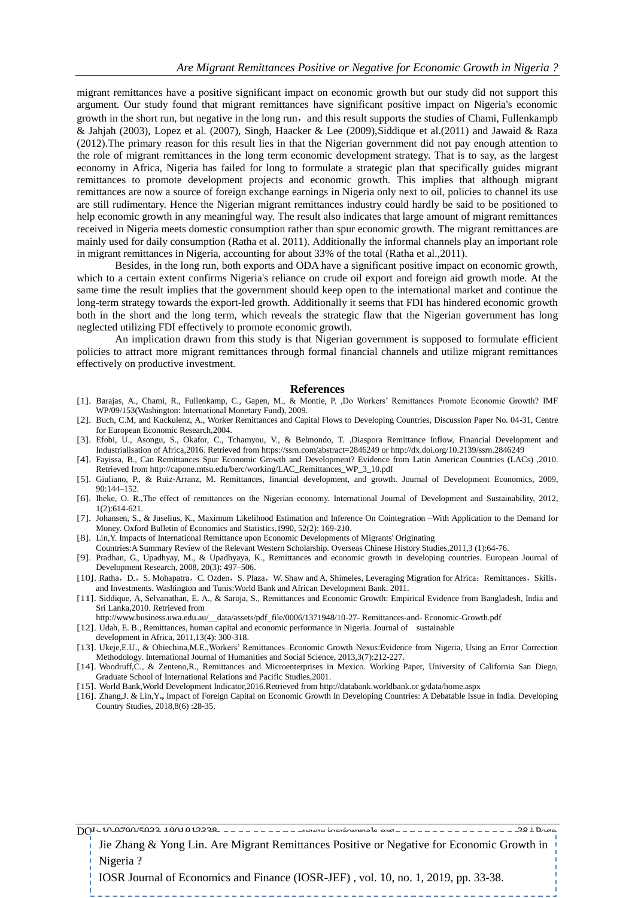migrant remittances have a positive significant impact on economic growth but our study did not support this argument. Our study found that migrant remittances have significant positive impact on Nigeria's economic growth in the short run, but negative in the long run，and this result supports the studies of Chami, Fullenkampb & Jahjah (2003), Lopez et al. (2007), Singh, Haacker & Lee (2009),Siddique et al.(2011) and Jawaid & Raza (2012).The primary reason for this result lies in that the Nigerian government did not pay enough attention to the role of migrant remittances in the long term economic development strategy. That is to say, as the largest economy in Africa, Nigeria has failed for long to formulate a strategic plan that specifically guides migrant remittances to promote development projects and economic growth. This implies that although migrant remittances are now a source of foreign exchange earnings in Nigeria only next to oil, policies to channel its use are still rudimentary. Hence the Nigerian migrant remittances industry could hardly be said to be positioned to help economic growth in any meaningful way. The result also indicates that large amount of migrant remittances received in Nigeria meets domestic consumption rather than spur economic growth. The migrant remittances are mainly used for daily consumption (Ratha et al. 2011). Additionally the informal channels play an important role in migrant remittances in Nigeria, accounting for about 33% of the total (Ratha et al.,2011).

Besides, in the long run, both exports and ODA have a significant positive impact on economic growth, which to a certain extent confirms Nigeria's reliance on crude oil export and foreign aid growth mode. At the same time the result implies that the government should keep open to the international market and continue the long-term strategy towards the export-led growth. Additionally it seems that FDI has hindered economic growth both in the short and the long term, which reveals the strategic flaw that the Nigerian government has long neglected utilizing FDI effectively to promote economic growth.

An implication drawn from this study is that Nigerian government is supposed to formulate efficient policies to attract more migrant remittances through formal financial channels and utilize migrant remittances effectively on productive investment.

## References

[1]. Barajas, A., Chami, R., Fullenkamp, C., Gapen, M., & Montie, P. ,Do Workers' Remittances Promote Economic Growth? IMF WP/09/153(Washington: International Monetary Fund), 2009.

[2]. Buch, C.M, and Kuckulenz, A., Worker Remittances and Capital Flows to Developing Countries, Discussion Paper No. 04-31, Centre for European Economic Research,2004.

[3]. Efobi, U., Asongu, S., Okafor, C., Tchamyou, V., & Belmondo, T. ,Diaspora Remittance Inflow, Financial Development and Industrialisation of Africa,2016. Retrieved from https://ssrn.com/abstract=2846249 or http://dx.doi.org/10.2139/ssrn.2846249

[4]. Fayissa, B., Can Remittances Spur Economic Growth and Development? Evidence from Latin American Countries (LACs) ,2010. Retrieved from http://capone.mtsu.edu/berc/working/LAC_Remittances_WP_3_10.pdf

[5]. Giuliano, P., & Ruiz-Arranz, M. Remittances, financial development, and growth. Journal of Development Economics, 2009, 90:144–152.

[6]. Iheke, O. R.,The effect of remittances on the Nigerian economy. International Journal of Development and Sustainability, 2012, 1(2):614-621.

[7]. Johansen, S., & Juselius, K., Maximum Likelihood Estimation and Inference On Cointegration –With Application to the Demand for Money. Oxford Bulletin of Economics and Statistics,1990, 52(2): 169-210.

[8]. Lin,Y. Impacts of International Remittance upon Economic Developments of Migrants' Originating Countries:A Summary Review of the Relevant Western Scholarship. Overseas Chinese History Studies,2011,3 (1):64-76.

[9]. Pradhan, G., Upadhyay, M., & Upadhyaya, K., Remittances and economic growth in developing countries. European Journal of Development Research, 2008, 20(3): 497–506.

[10]. Ratha，D.，S. Mohapatra，C. Ozden，S. Plaza，W. Shaw and A. Shimeles, Leveraging Migration for Africa：Remittances，Skills，and Investments. Washington and Tunis:World Bank and African Development Bank. 2011.

[11]. Siddique, A, Selvanathan, E. A., & Saroja, S., Remittances and Economic Growth: Empirical Evidence from Bangladesh, India and Sri Lanka,2010. Retrieved from http://www.business.uwa.edu.au/__data/assets/pdf_file/0006/1371948/10-27- Remittances-and- Economic-Growth.pdf

[12]. Udah, E. B., Remittances, human capital and economic performance in Nigeria. Journal of sustainable development in Africa, 2011,13(4): 300-318.

[13]. Ukeje,E.U., & Obiechina,M.E.,Workers' Remittances–Economic Growth Nexus:Evidence from Nigeria, Using an Error Correction Methodology. International Journal of Humanities and Social Science, 2013,3(7):212-227.

[14]. Woodruff,C., & Zenteno,R., Remittances and Microenterprises in Mexico. Working Paper, University of California San Diego, Graduate School of International Relations and Pacific Studies,2001.

[15]. World Bank,World Development Indicator,2016.Retrieved from http://databank.worldbank.or g/data/home.aspx

[16]. Zhang,J. & Lin,Y**.,** Impact of Foreign Capital on Economic Growth In Developing Countries: A Debatable Issue in India. Developing Country Studies, 2018,8(6) :28-35.

Jie Zhang & Yong Lin. Are Migrant Remittances Positive or Negative for Economic Growth in Nigeria ?

IOSR Journal of Economics and Finance (IOSR-JEF) , vol. 10, no. 1, 2019, pp. 33-38.